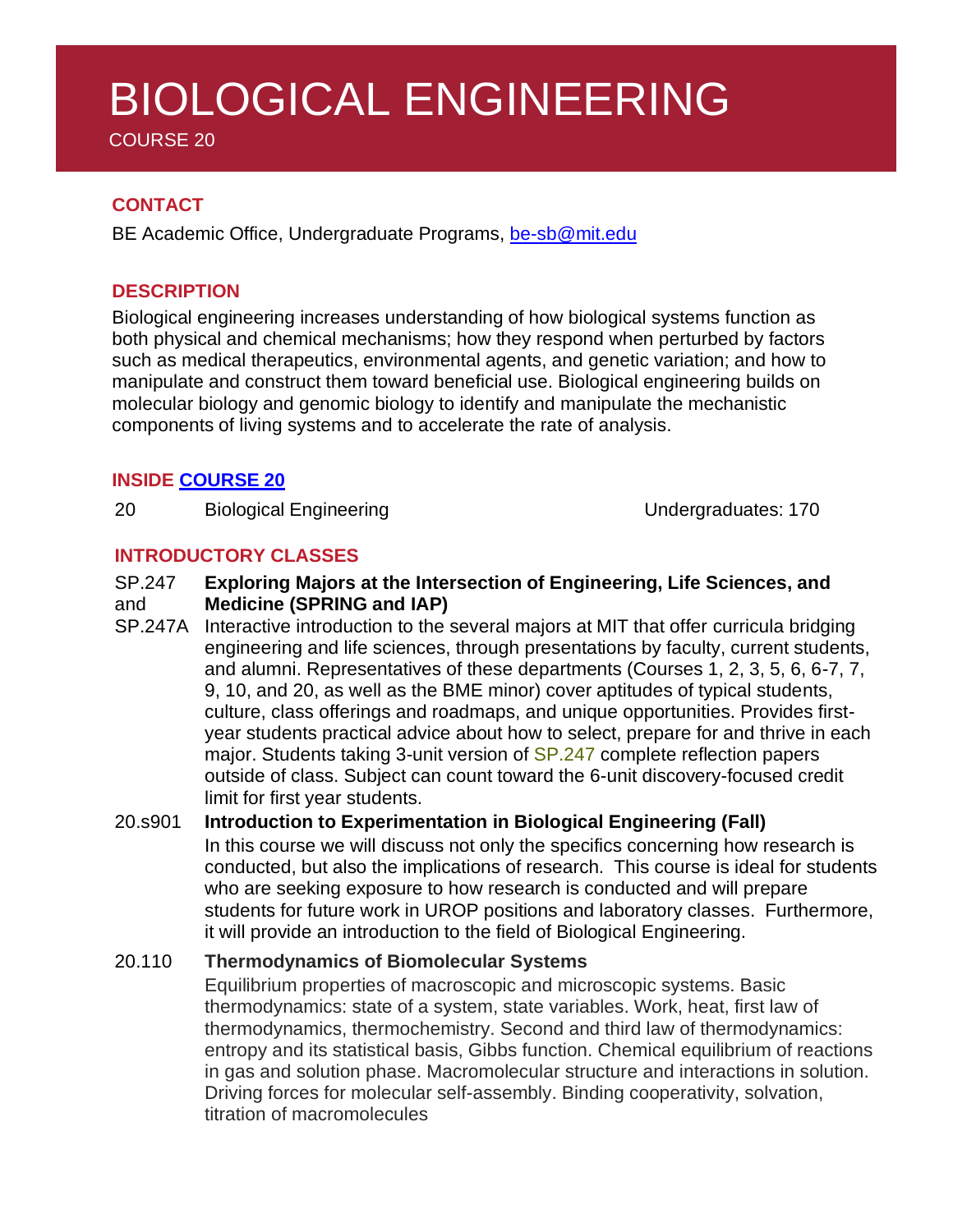# BIOLOGICAL ENGINEERING

COURSE 20

## CONTACT

BE Academic Office, Undergraduate Programs, be-sb@mit.edu

## DESCRIPTION

Biological engineering increases understanding of how biological systems function as both physical and chemical mechanisms; how they respond when perturbed by factors such as medical therapeutics, environmental agents, and genetic variation; and how to manipulate and construct them toward beneficial use. Biological engineering builds on molecular biology and genomic biology to identify and manipulate the mechanistic components of living systems and to accelerate the rate of analysis.

## INSIDE COURSE 20

| | | |
|---|---|---|
| 20 | Biological Engineering | Undergraduates: 170 |

## INTRODUCTORY CLASSES

**SP.247 and SP.247A — Exploring Majors at the Intersection of Engineering, Life Sciences, and Medicine (SPRING and IAP)**

Interactive introduction to the several majors at MIT that offer curricula bridging engineering and life sciences, through presentations by faculty, current students, and alumni. Representatives of these departments (Courses 1, 2, 3, 5, 6, 6-7, 7, 9, 10, and 20, as well as the BME minor) cover aptitudes of typical students, culture, class offerings and roadmaps, and unique opportunities. Provides first-year students practical advice about how to select, prepare for and thrive in each major. Students taking 3-unit version of SP.247 complete reflection papers outside of class. Subject can count toward the 6-unit discovery-focused credit limit for first year students.

**20.s901 — Introduction to Experimentation in Biological Engineering (Fall)**

In this course we will discuss not only the specifics concerning how research is conducted, but also the implications of research. This course is ideal for students who are seeking exposure to how research is conducted and will prepare students for future work in UROP positions and laboratory classes. Furthermore, it will provide an introduction to the field of Biological Engineering.

**20.110 — Thermodynamics of Biomolecular Systems**

Equilibrium properties of macroscopic and microscopic systems. Basic thermodynamics: state of a system, state variables. Work, heat, first law of thermodynamics, thermochemistry. Second and third law of thermodynamics: entropy and its statistical basis, Gibbs function. Chemical equilibrium of reactions in gas and solution phase. Macromolecular structure and interactions in solution. Driving forces for molecular self-assembly. Binding cooperativity, solvation, titration of macromolecules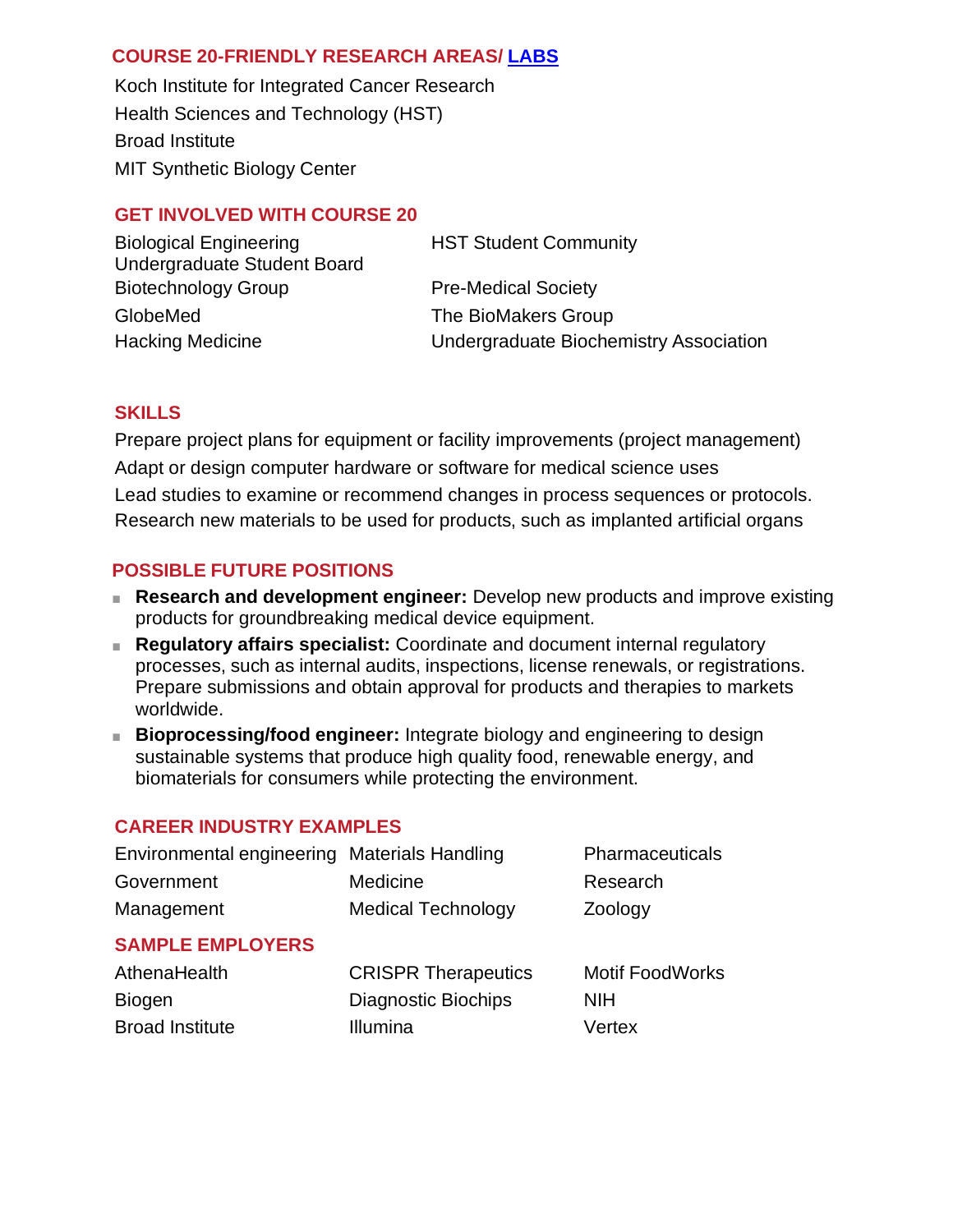## COURSE 20-FRIENDLY RESEARCH AREAS/ LABS

Koch Institute for Integrated Cancer Research
Health Sciences and Technology (HST)
Broad Institute
MIT Synthetic Biology Center

## GET INVOLVED WITH COURSE 20

Biological Engineering Undergraduate Student Board
Biotechnology Group
GlobeMed
Hacking Medicine
HST Student Community
Pre-Medical Society
The BioMakers Group
Undergraduate Biochemistry Association

## SKILLS

Prepare project plans for equipment or facility improvements (project management)
Adapt or design computer hardware or software for medical science uses
Lead studies to examine or recommend changes in process sequences or protocols.
Research new materials to be used for products, such as implanted artificial organs

## POSSIBLE FUTURE POSITIONS

- **Research and development engineer:** Develop new products and improve existing products for groundbreaking medical device equipment.
- **Regulatory affairs specialist:** Coordinate and document internal regulatory processes, such as internal audits, inspections, license renewals, or registrations. Prepare submissions and obtain approval for products and therapies to markets worldwide.
- **Bioprocessing/food engineer:** Integrate biology and engineering to design sustainable systems that produce high quality food, renewable energy, and biomaterials for consumers while protecting the environment.

## CAREER INDUSTRY EXAMPLES

| | | |
|---|---|---|
| Environmental engineering | Materials Handling | Pharmaceuticals |
| Government | Medicine | Research |
| Management | Medical Technology | Zoology |

## SAMPLE EMPLOYERS

| | | |
|---|---|---|
| AthenaHealth | CRISPR Therapeutics | Motif FoodWorks |
| Biogen | Diagnostic Biochips | NIH |
| Broad Institute | Illumina | Vertex |